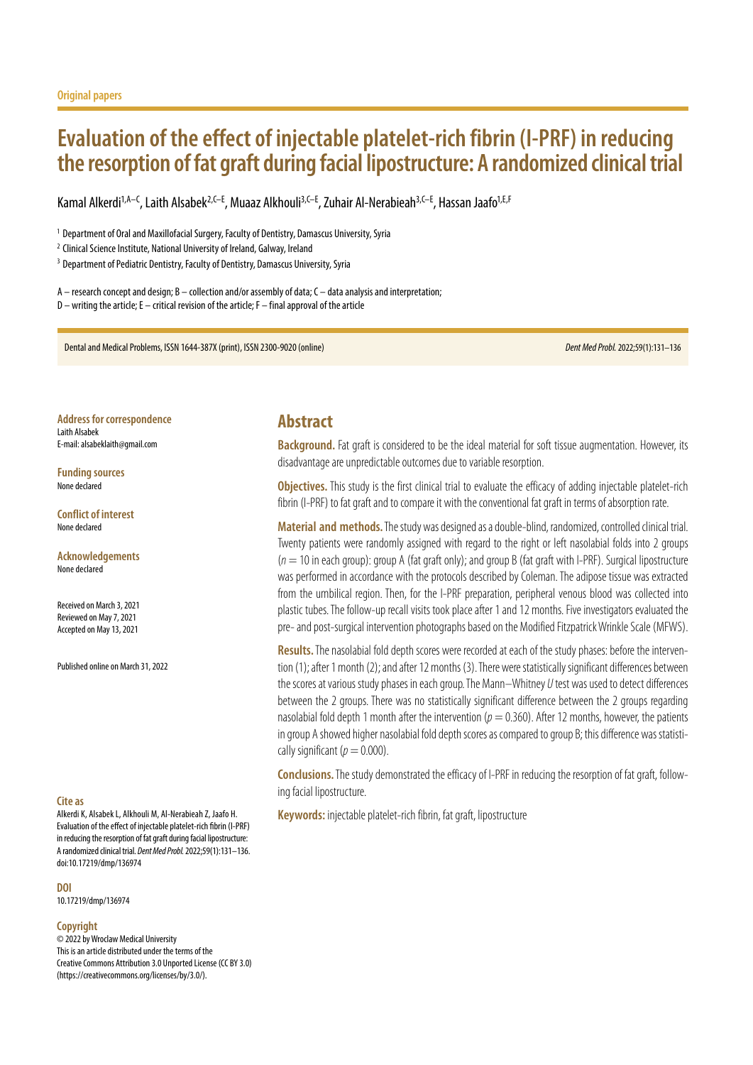Original papers

# Evaluation of the effect of injectable platelet-rich fibrin (I-PRF) in reducing the resorption of fat graft during facial lipostructure: A randomized clinical trial

Kamal Alkerdi[1,A–C], Laith Alsabek[2,C–E], Muaaz Alkhouli[3,C–E], Zuhair Al-Nerabieah[3,C–E], Hassan Jaafo[1,E,F]

[1] Department of Oral and Maxillofacial Surgery, Faculty of Dentistry, Damascus University, Syria

[2] Clinical Science Institute, National University of Ireland, Galway, Ireland

[3] Department of Pediatric Dentistry, Faculty of Dentistry, Damascus University, Syria

A – research concept and design; B – collection and/or assembly of data; C – data analysis and interpretation;
D – writing the article; E – critical revision of the article; F – final approval of the article

Dental and Medical Problems, ISSN 1644-387X (print), ISSN 2300-9020 (online)

*Dent Med Probl.* 2022;59(1):131–136

**Address for correspondence**
Laith Alsabek
E-mail: alsabeklaith@gmail.com

**Funding sources**
None declared

**Conflict of interest**
None declared

**Acknowledgements**
None declared

Received on March 3, 2021
Reviewed on May 7, 2021
Accepted on May 13, 2021

Published online on March 31, 2022

**Cite as**
Alkerdi K, Alsabek L, Alkhouli M, Al-Nerabieah Z, Jaafo H. Evaluation of the effect of injectable platelet-rich fibrin (I-PRF) in reducing the resorption of fat graft during facial lipostructure: A randomized clinical trial. *Dent Med Probl.* 2022;59(1):131–136. doi:10.17219/dmp/136974

**DOI**
10.17219/dmp/136974

**Copyright**
© 2022 by Wroclaw Medical University
This is an article distributed under the terms of the Creative Commons Attribution 3.0 Unported License (CC BY 3.0) (https://creativecommons.org/licenses/by/3.0/).

## Abstract

**Background.** Fat graft is considered to be the ideal material for soft tissue augmentation. However, its disadvantage are unpredictable outcomes due to variable resorption.

**Objectives.** This study is the first clinical trial to evaluate the efficacy of adding injectable platelet-rich fibrin (I-PRF) to fat graft and to compare it with the conventional fat graft in terms of absorption rate.

**Material and methods.** The study was designed as a double-blind, randomized, controlled clinical trial. Twenty patients were randomly assigned with regard to the right or left nasolabial folds into 2 groups ($n = 10$ in each group): group A (fat graft only); and group B (fat graft with I-PRF). Surgical lipostructure was performed in accordance with the protocols described by Coleman. The adipose tissue was extracted from the umbilical region. Then, for the I-PRF preparation, peripheral venous blood was collected into plastic tubes. The follow-up recall visits took place after 1 and 12 months. Five investigators evaluated the pre- and post-surgical intervention photographs based on the Modified Fitzpatrick Wrinkle Scale (MFWS).

**Results.** The nasolabial fold depth scores were recorded at each of the study phases: before the intervention (1); after 1 month (2); and after 12 months (3). There were statistically significant differences between the scores at various study phases in each group. The Mann–Whitney *U* test was used to detect differences between the 2 groups. There was no statistically significant difference between the 2 groups regarding nasolabial fold depth 1 month after the intervention ($p = 0.360$). After 12 months, however, the patients in group A showed higher nasolabial fold depth scores as compared to group B; this difference was statistically significant ($p = 0.000$).

**Conclusions.** The study demonstrated the efficacy of I-PRF in reducing the resorption of fat graft, following facial lipostructure.

**Keywords:** injectable platelet-rich fibrin, fat graft, lipostructure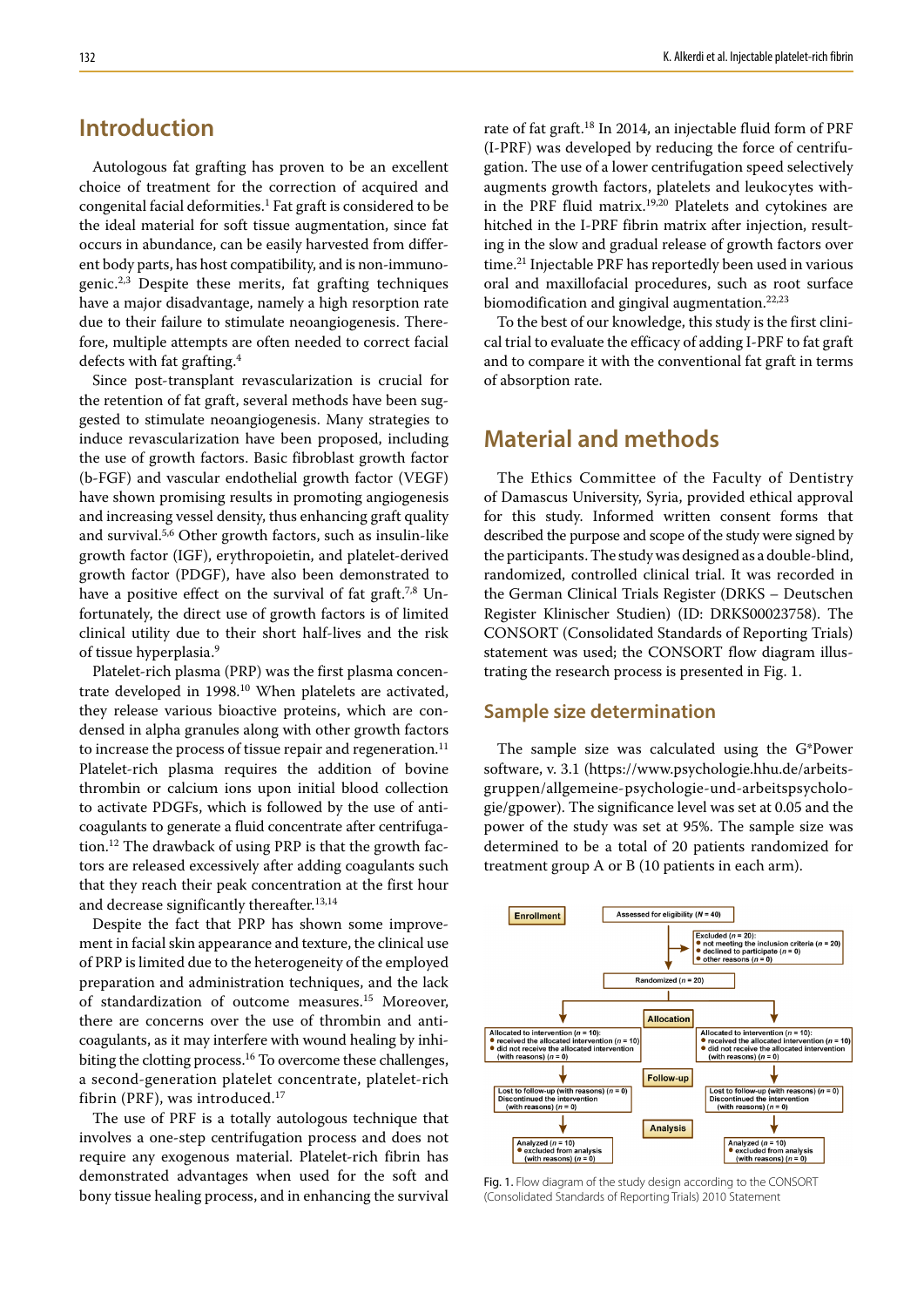## Introduction

Autologous fat grafting has proven to be an excellent choice of treatment for the correction of acquired and congenital facial deformities.[1] Fat graft is considered to be the ideal material for soft tissue augmentation, since fat occurs in abundance, can be easily harvested from different body parts, has host compatibility, and is non-immunogenic.[2,3] Despite these merits, fat grafting techniques have a major disadvantage, namely a high resorption rate due to their failure to stimulate neoangiogenesis. Therefore, multiple attempts are often needed to correct facial defects with fat grafting.[4]

Since post-transplant revascularization is crucial for the retention of fat graft, several methods have been suggested to stimulate neoangiogenesis. Many strategies to induce revascularization have been proposed, including the use of growth factors. Basic fibroblast growth factor (b-FGF) and vascular endothelial growth factor (VEGF) have shown promising results in promoting angiogenesis and increasing vessel density, thus enhancing graft quality and survival.[5,6] Other growth factors, such as insulin-like growth factor (IGF), erythropoietin, and platelet-derived growth factor (PDGF), have also been demonstrated to have a positive effect on the survival of fat graft.[7,8] Unfortunately, the direct use of growth factors is of limited clinical utility due to their short half-lives and the risk of tissue hyperplasia.[9]

Platelet-rich plasma (PRP) was the first plasma concentrate developed in 1998.[10] When platelets are activated, they release various bioactive proteins, which are condensed in alpha granules along with other growth factors to increase the process of tissue repair and regeneration.[11] Platelet-rich plasma requires the addition of bovine thrombin or calcium ions upon initial blood collection to activate PDGFs, which is followed by the use of anticoagulants to generate a fluid concentrate after centrifugation.[12] The drawback of using PRP is that the growth factors are released excessively after adding coagulants such that they reach their peak concentration at the first hour and decrease significantly thereafter.[13,14]

Despite the fact that PRP has shown some improvement in facial skin appearance and texture, the clinical use of PRP is limited due to the heterogeneity of the employed preparation and administration techniques, and the lack of standardization of outcome measures.[15] Moreover, there are concerns over the use of thrombin and anticoagulants, as it may interfere with wound healing by inhibiting the clotting process.[16] To overcome these challenges, a second-generation platelet concentrate, platelet-rich fibrin (PRF), was introduced.[17]

The use of PRF is a totally autologous technique that involves a one-step centrifugation process and does not require any exogenous material. Platelet-rich fibrin has demonstrated advantages when used for the soft and bony tissue healing process, and in enhancing the survival rate of fat graft.[18] In 2014, an injectable fluid form of PRF (I-PRF) was developed by reducing the force of centrifugation. The use of a lower centrifugation speed selectively augments growth factors, platelets and leukocytes within the PRF fluid matrix.[19,20] Platelets and cytokines are hitched in the I-PRF fibrin matrix after injection, resulting in the slow and gradual release of growth factors over time.[21] Injectable PRF has reportedly been used in various oral and maxillofacial procedures, such as root surface biomodification and gingival augmentation.[22,23]

To the best of our knowledge, this study is the first clinical trial to evaluate the efficacy of adding I-PRF to fat graft and to compare it with the conventional fat graft in terms of absorption rate.

## Material and methods

The Ethics Committee of the Faculty of Dentistry of Damascus University, Syria, provided ethical approval for this study. Informed written consent forms that described the purpose and scope of the study were signed by the participants. The study was designed as a double-blind, randomized, controlled clinical trial. It was recorded in the German Clinical Trials Register (DRKS – Deutschen Register Klinischer Studien) (ID: DRKS00023758). The CONSORT (Consolidated Standards of Reporting Trials) statement was used; the CONSORT flow diagram illustrating the research process is presented in Fig. 1.

### Sample size determination

The sample size was calculated using the G*Power software, v. 3.1 (https://www.psychologie.hhu.de/arbeitsgruppen/allgemeine-psychologie-und-arbeitspsychologie/gpower). The significance level was set at 0.05 and the power of the study was set at 95%. The sample size was determined to be a total of 20 patients randomized for treatment group A or B (10 patients in each arm).

**Enrollment** — Assessed for eligibility ($N$ = 40)

Excluded ($n$ = 20):
- not meeting the inclusion criteria ($n$ = 20)
- declined to participate ($n$ = 0)
- other reasons ($n$ = 0)

Randomized ($n$ = 20)

**Allocation**

Allocated to intervention ($n$ = 10):
- received the allocated intervention ($n$ = 10)
- did not receive the allocated intervention (with reasons) ($n$ = 0)

Allocated to intervention ($n$ = 10):
- received the allocated intervention ($n$ = 10)
- did not receive the allocated intervention (with reasons) ($n$ = 0)

**Follow-up**

Lost to follow-up (with reasons) ($n$ = 0)
Discontinued the intervention (with reasons) ($n$ = 0)

Lost to follow-up (with reasons) ($n$ = 0)
Discontinued the intervention (with reasons) ($n$ = 0)

**Analysis**

Analyzed ($n$ = 10)
- excluded from analysis (with reasons) ($n$ = 0)

Analyzed ($n$ = 10)
- excluded from analysis (with reasons) ($n$ = 0)

Fig. 1. Flow diagram of the study design according to the CONSORT (Consolidated Standards of Reporting Trials) 2010 Statement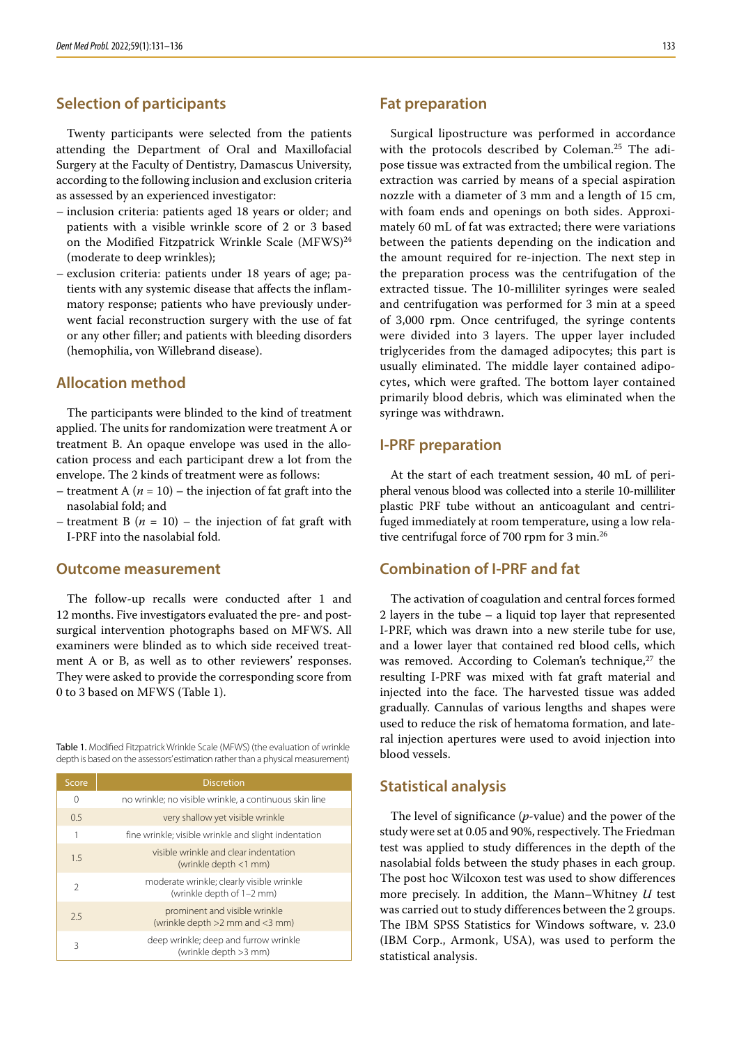## Selection of participants

Twenty participants were selected from the patients attending the Department of Oral and Maxillofacial Surgery at the Faculty of Dentistry, Damascus University, according to the following inclusion and exclusion criteria as assessed by an experienced investigator:

- inclusion criteria: patients aged 18 years or older; and patients with a visible wrinkle score of 2 or 3 based on the Modified Fitzpatrick Wrinkle Scale (MFWS)[24] (moderate to deep wrinkles);
- exclusion criteria: patients under 18 years of age; patients with any systemic disease that affects the inflammatory response; patients who have previously underwent facial reconstruction surgery with the use of fat or any other filler; and patients with bleeding disorders (hemophilia, von Willebrand disease).

## Allocation method

The participants were blinded to the kind of treatment applied. The units for randomization were treatment A or treatment B. An opaque envelope was used in the allocation process and each participant drew a lot from the envelope. The 2 kinds of treatment were as follows:

- treatment A ($n = 10$) – the injection of fat graft into the nasolabial fold; and
- treatment B ($n = 10$) – the injection of fat graft with I-PRF into the nasolabial fold.

## Outcome measurement

The follow-up recalls were conducted after 1 and 12 months. Five investigators evaluated the pre- and post-surgical intervention photographs based on MFWS. All examiners were blinded as to which side received treatment A or B, as well as to other reviewers' responses. They were asked to provide the corresponding score from 0 to 3 based on MFWS (Table 1).

Table 1. Modified Fitzpatrick Wrinkle Scale (MFWS) (the evaluation of wrinkle depth is based on the assessors' estimation rather than a physical measurement)

| Score | Discretion |
|---|---|
| 0 | no wrinkle; no visible wrinkle, a continuous skin line |
| 0.5 | very shallow yet visible wrinkle |
| 1 | fine wrinkle; visible wrinkle and slight indentation |
| 1.5 | visible wrinkle and clear indentation (wrinkle depth <1 mm) |
| 2 | moderate wrinkle; clearly visible wrinkle (wrinkle depth of 1–2 mm) |
| 2.5 | prominent and visible wrinkle (wrinkle depth >2 mm and <3 mm) |
| 3 | deep wrinkle; deep and furrow wrinkle (wrinkle depth >3 mm) |

## Fat preparation

Surgical lipostructure was performed in accordance with the protocols described by Coleman.[25] The adipose tissue was extracted from the umbilical region. The extraction was carried by means of a special aspiration nozzle with a diameter of 3 mm and a length of 15 cm, with foam ends and openings on both sides. Approximately 60 mL of fat was extracted; there were variations between the patients depending on the indication and the amount required for re-injection. The next step in the preparation process was the centrifugation of the extracted tissue. The 10-milliliter syringes were sealed and centrifugation was performed for 3 min at a speed of 3,000 rpm. Once centrifuged, the syringe contents were divided into 3 layers. The upper layer included triglycerides from the damaged adipocytes; this part is usually eliminated. The middle layer contained adipocytes, which were grafted. The bottom layer contained primarily blood debris, which was eliminated when the syringe was withdrawn.

## I-PRF preparation

At the start of each treatment session, 40 mL of peripheral venous blood was collected into a sterile 10-milliliter plastic PRF tube without an anticoagulant and centrifuged immediately at room temperature, using a low relative centrifugal force of 700 rpm for 3 min.[26]

## Combination of I-PRF and fat

The activation of coagulation and central forces formed 2 layers in the tube – a liquid top layer that represented I-PRF, which was drawn into a new sterile tube for use, and a lower layer that contained red blood cells, which was removed. According to Coleman's technique,[27] the resulting I-PRF was mixed with fat graft material and injected into the face. The harvested tissue was added gradually. Cannulas of various lengths and shapes were used to reduce the risk of hematoma formation, and lateral injection apertures were used to avoid injection into blood vessels.

## Statistical analysis

The level of significance ($p$-value) and the power of the study were set at 0.05 and 90%, respectively. The Friedman test was applied to study differences in the depth of the nasolabial folds between the study phases in each group. The post hoc Wilcoxon test was used to show differences more precisely. In addition, the Mann–Whitney $U$ test was carried out to study differences between the 2 groups. The IBM SPSS Statistics for Windows software, v. 23.0 (IBM Corp., Armonk, USA), was used to perform the statistical analysis.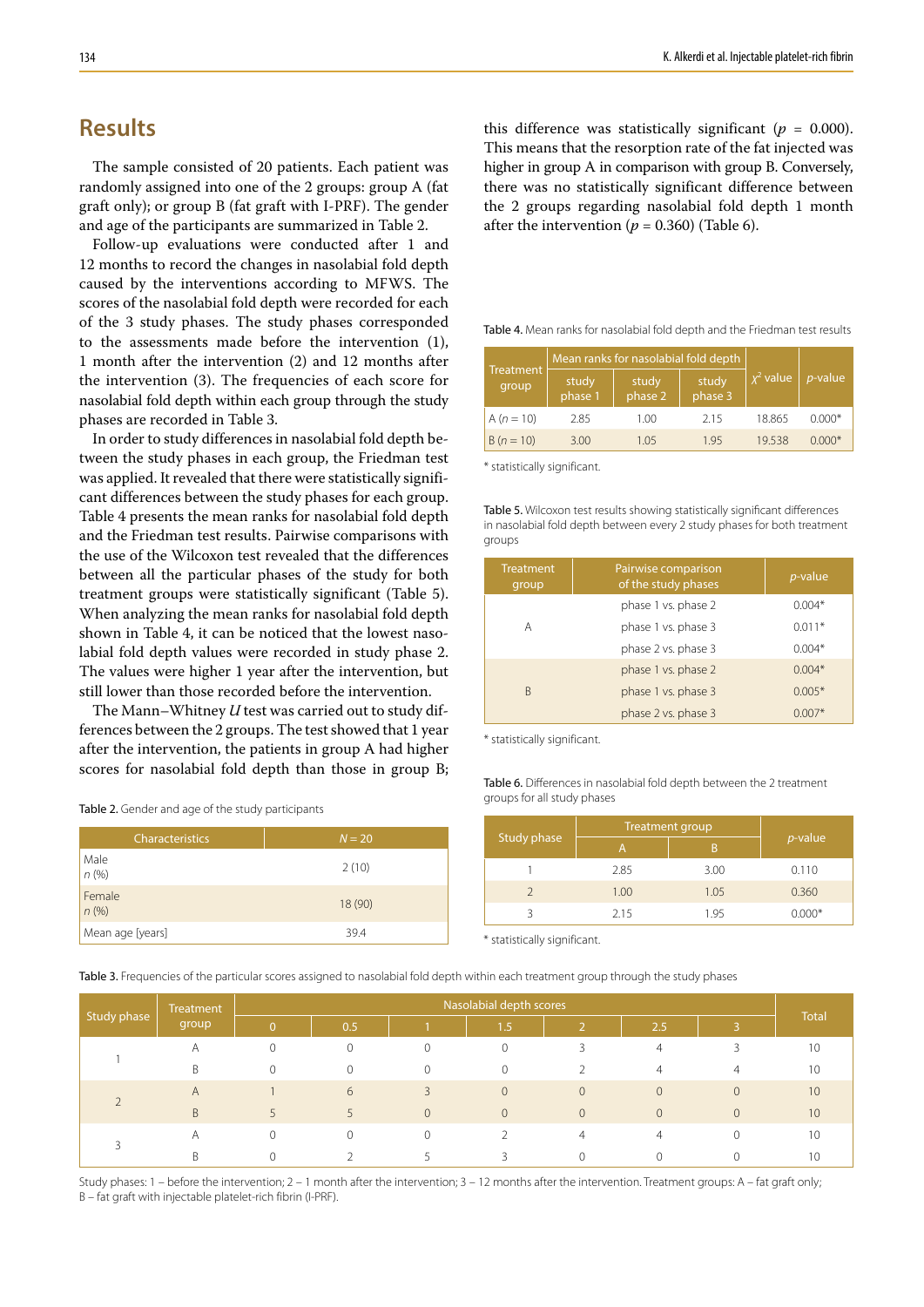## Results

The sample consisted of 20 patients. Each patient was randomly assigned into one of the 2 groups: group A (fat graft only); or group B (fat graft with I-PRF). The gender and age of the participants are summarized in Table 2.

Follow-up evaluations were conducted after 1 and 12 months to record the changes in nasolabial fold depth caused by the interventions according to MFWS. The scores of the nasolabial fold depth were recorded for each of the 3 study phases. The study phases corresponded to the assessments made before the intervention (1), 1 month after the intervention (2) and 12 months after the intervention (3). The frequencies of each score for nasolabial fold depth within each group through the study phases are recorded in Table 3.

In order to study differences in nasolabial fold depth between the study phases in each group, the Friedman test was applied. It revealed that there were statistically significant differences between the study phases for each group. Table 4 presents the mean ranks for nasolabial fold depth and the Friedman test results. Pairwise comparisons with the use of the Wilcoxon test revealed that the differences between all the particular phases of the study for both treatment groups were statistically significant (Table 5). When analyzing the mean ranks for nasolabial fold depth shown in Table 4, it can be noticed that the lowest nasolabial fold depth values were recorded in study phase 2. The values were higher 1 year after the intervention, but still lower than those recorded before the intervention.

The Mann–Whitney *U* test was carried out to study differences between the 2 groups. The test showed that 1 year after the intervention, the patients in group A had higher scores for nasolabial fold depth than those in group B; this difference was statistically significant ($p$ = 0.000). This means that the resorption rate of the fat injected was higher in group A in comparison with group B. Conversely, there was no statistically significant difference between the 2 groups regarding nasolabial fold depth 1 month after the intervention ($p$ = 0.360) (Table 6).

Table 2. Gender and age of the study participants

| Characteristics | *N* = 20 |
|---|---|
| Male *n* (%) | 2 (10) |
| Female *n* (%) | 18 (90) |
| Mean age [years] | 39.4 |

Table 3. Frequencies of the particular scores assigned to nasolabial fold depth within each treatment group through the study phases

| Study phase | Treatment group | Nasolabial depth scores | | | | | | | Total |
|---|---|---|---|---|---|---|---|---|---|
| | | 0 | 0.5 | 1 | 1.5 | 2 | 2.5 | 3 | |
| 1 | A | 0 | 0 | 0 | 0 | 3 | 4 | 3 | 10 |
| | B | 0 | 0 | 0 | 0 | 2 | 4 | 4 | 10 |
| 2 | A | 1 | 6 | 3 | 0 | 0 | 0 | 0 | 10 |
| | B | 5 | 5 | 0 | 0 | 0 | 0 | 0 | 10 |
| 3 | A | 0 | 0 | 0 | 2 | 4 | 4 | 0 | 10 |
| | B | 0 | 2 | 5 | 3 | 0 | 0 | 0 | 10 |

Study phases: 1 – before the intervention; 2 – 1 month after the intervention; 3 – 12 months after the intervention. Treatment groups: A – fat graft only; B – fat graft with injectable platelet-rich fibrin (I-PRF).

Table 4. Mean ranks for nasolabial fold depth and the Friedman test results

| Treatment group | Mean ranks for nasolabial fold depth | | | $\chi^2$ value | *p*-value |
|---|---|---|---|---|---|
| | study phase 1 | study phase 2 | study phase 3 | | |
| A ($n$ = 10) | 2.85 | 1.00 | 2.15 | 18.865 | 0.000* |
| B ($n$ = 10) | 3.00 | 1.05 | 1.95 | 19.538 | 0.000* |

\* statistically significant.

Table 5. Wilcoxon test results showing statistically significant differences in nasolabial fold depth between every 2 study phases for both treatment groups

| Treatment group | Pairwise comparison of the study phases | *p*-value |
|---|---|---|
| A | phase 1 vs. phase 2 | 0.004* |
| | phase 1 vs. phase 3 | 0.011* |
| | phase 2 vs. phase 3 | 0.004* |
| B | phase 1 vs. phase 2 | 0.004* |
| | phase 1 vs. phase 3 | 0.005* |
| | phase 2 vs. phase 3 | 0.007* |

\* statistically significant.

Table 6. Differences in nasolabial fold depth between the 2 treatment groups for all study phases

| Study phase | Treatment group | | *p*-value |
|---|---|---|---|
| | A | B | |
| 1 | 2.85 | 3.00 | 0.110 |
| 2 | 1.00 | 1.05 | 0.360 |
| 3 | 2.15 | 1.95 | 0.000* |

\* statistically significant.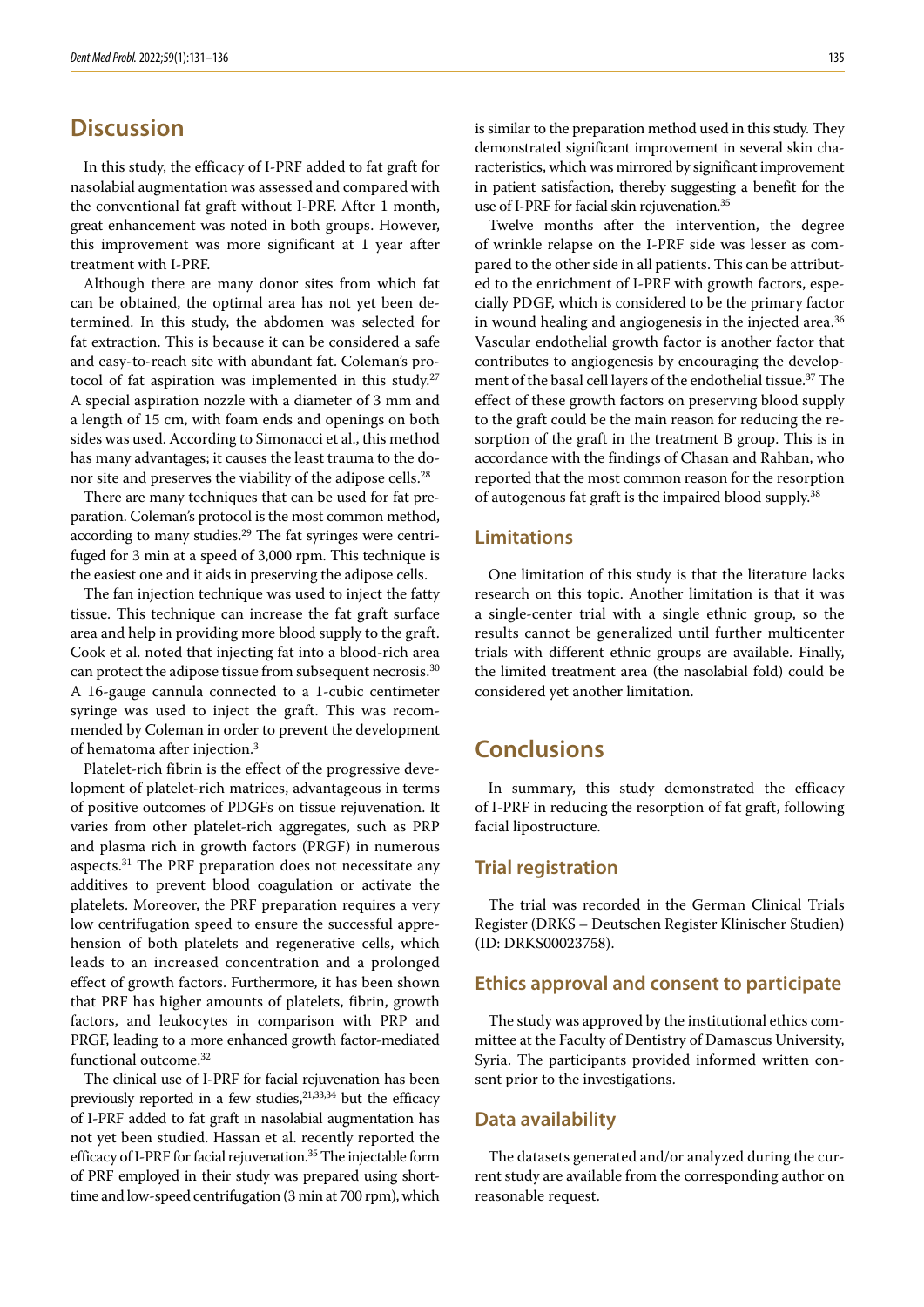# Discussion

In this study, the efficacy of I-PRF added to fat graft for nasolabial augmentation was assessed and compared with the conventional fat graft without I-PRF. After 1 month, great enhancement was noted in both groups. However, this improvement was more significant at 1 year after treatment with I-PRF.

Although there are many donor sites from which fat can be obtained, the optimal area has not yet been determined. In this study, the abdomen was selected for fat extraction. This is because it can be considered a safe and easy-to-reach site with abundant fat. Coleman's protocol of fat aspiration was implemented in this study.[27] A special aspiration nozzle with a diameter of 3 mm and a length of 15 cm, with foam ends and openings on both sides was used. According to Simonacci et al., this method has many advantages; it causes the least trauma to the donor site and preserves the viability of the adipose cells.[28]

There are many techniques that can be used for fat preparation. Coleman's protocol is the most common method, according to many studies.[29] The fat syringes were centrifuged for 3 min at a speed of 3,000 rpm. This technique is the easiest one and it aids in preserving the adipose cells.

The fan injection technique was used to inject the fatty tissue. This technique can increase the fat graft surface area and help in providing more blood supply to the graft. Cook et al. noted that injecting fat into a blood-rich area can protect the adipose tissue from subsequent necrosis.[30] A 16-gauge cannula connected to a 1-cubic centimeter syringe was used to inject the graft. This was recommended by Coleman in order to prevent the development of hematoma after injection.[3]

Platelet-rich fibrin is the effect of the progressive development of platelet-rich matrices, advantageous in terms of positive outcomes of PDGFs on tissue rejuvenation. It varies from other platelet-rich aggregates, such as PRP and plasma rich in growth factors (PRGF) in numerous aspects.[31] The PRF preparation does not necessitate any additives to prevent blood coagulation or activate the platelets. Moreover, the PRF preparation requires a very low centrifugation speed to ensure the successful apprehension of both platelets and regenerative cells, which leads to an increased concentration and a prolonged effect of growth factors. Furthermore, it has been shown that PRF has higher amounts of platelets, fibrin, growth factors, and leukocytes in comparison with PRP and PRGF, leading to a more enhanced growth factor-mediated functional outcome.[32]

The clinical use of I-PRF for facial rejuvenation has been previously reported in a few studies,[21,33,34] but the efficacy of I-PRF added to fat graft in nasolabial augmentation has not yet been studied. Hassan et al. recently reported the efficacy of I-PRF for facial rejuvenation.[35] The injectable form of PRF employed in their study was prepared using short-time and low-speed centrifugation (3 min at 700 rpm), which is similar to the preparation method used in this study. They demonstrated significant improvement in several skin characteristics, which was mirrored by significant improvement in patient satisfaction, thereby suggesting a benefit for the use of I-PRF for facial skin rejuvenation.[35]

Twelve months after the intervention, the degree of wrinkle relapse on the I-PRF side was lesser as compared to the other side in all patients. This can be attributed to the enrichment of I-PRF with growth factors, especially PDGF, which is considered to be the primary factor in wound healing and angiogenesis in the injected area.[36] Vascular endothelial growth factor is another factor that contributes to angiogenesis by encouraging the development of the basal cell layers of the endothelial tissue.[37] The effect of these growth factors on preserving blood supply to the graft could be the main reason for reducing the resorption of the graft in the treatment B group. This is in accordance with the findings of Chasan and Rahban, who reported that the most common reason for the resorption of autogenous fat graft is the impaired blood supply.[38]

## Limitations

One limitation of this study is that the literature lacks research on this topic. Another limitation is that it was a single-center trial with a single ethnic group, so the results cannot be generalized until further multicenter trials with different ethnic groups are available. Finally, the limited treatment area (the nasolabial fold) could be considered yet another limitation.

# Conclusions

In summary, this study demonstrated the efficacy of I-PRF in reducing the resorption of fat graft, following facial lipostructure.

## Trial registration

The trial was recorded in the German Clinical Trials Register (DRKS – Deutschen Register Klinischer Studien) (ID: DRKS00023758).

## Ethics approval and consent to participate

The study was approved by the institutional ethics committee at the Faculty of Dentistry of Damascus University, Syria. The participants provided informed written consent prior to the investigations.

## Data availability

The datasets generated and/or analyzed during the current study are available from the corresponding author on reasonable request.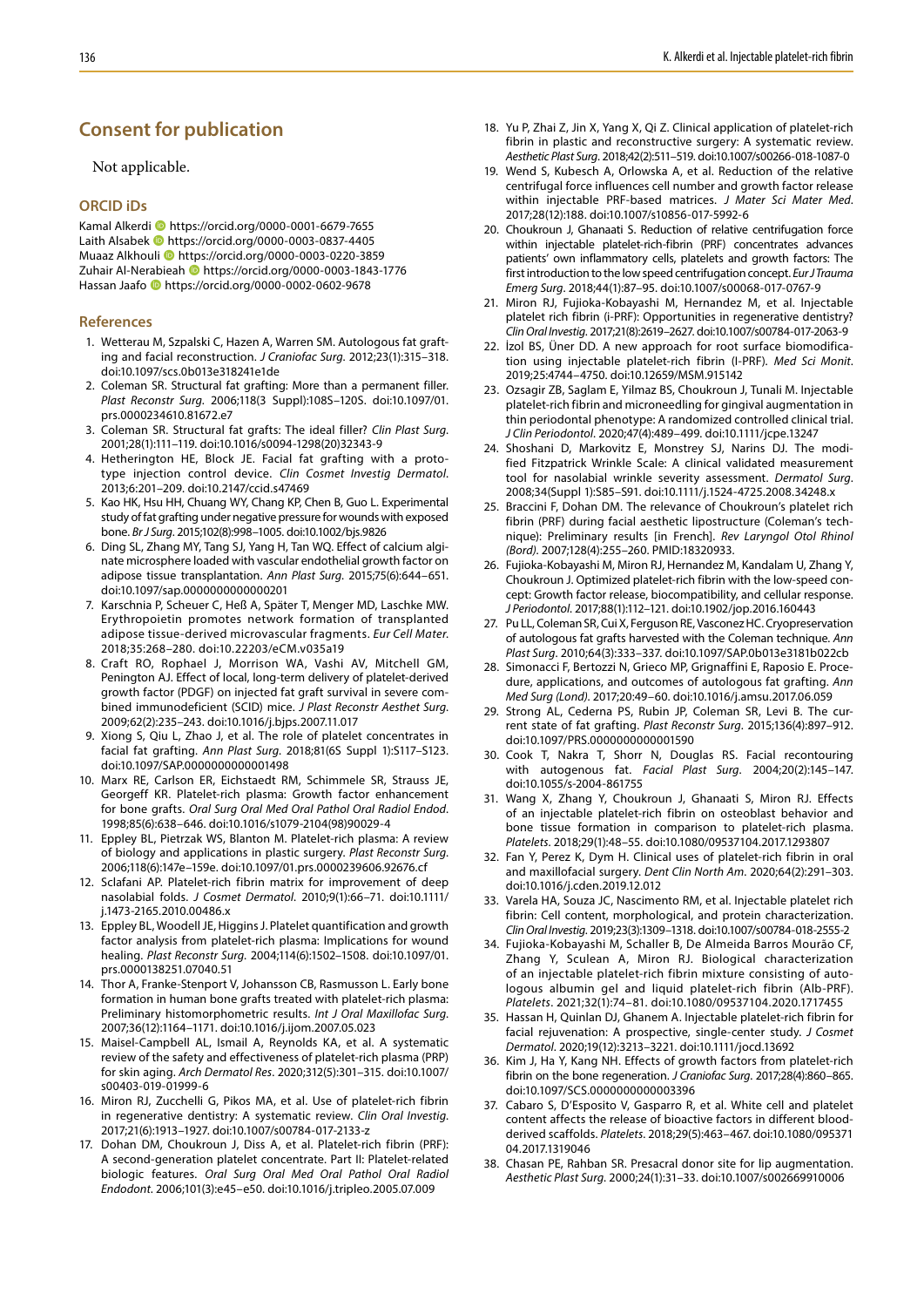## Consent for publication

Not applicable.

### ORCID iDs

Kamal Alkerdi https://orcid.org/0000-0001-6679-7655
Laith Alsabek https://orcid.org/0000-0003-0837-4405
Muaaz Alkhouli https://orcid.org/0000-0003-0220-3859
Zuhair Al-Nerabieah https://orcid.org/0000-0003-1843-1776
Hassan Jaafo https://orcid.org/0000-0002-0602-9678

### References

1. Wetterau M, Szpalski C, Hazen A, Warren SM. Autologous fat grafting and facial reconstruction. *J Craniofac Surg*. 2012;23(1):315–318. doi:10.1097/scs.0b013e318241e1de
2. Coleman SR. Structural fat grafting: More than a permanent filler. *Plast Reconstr Surg*. 2006;118(3 Suppl):108S–120S. doi:10.1097/01.prs.0000234610.81672.e7
3. Coleman SR. Structural fat grafts: The ideal filler? *Clin Plast Surg*. 2001;28(1):111–119. doi:10.1016/s0094-1298(20)32343-9
4. Hetherington HE, Block JE. Facial fat grafting with a prototype injection control device. *Clin Cosmet Investig Dermatol*. 2013;6:201–209. doi:10.2147/ccid.s47469
5. Kao HK, Hsu HH, Chuang WY, Chang KP, Chen B, Guo L. Experimental study of fat grafting under negative pressure for wounds with exposed bone. *Br J Surg*. 2015;102(8):998–1005. doi:10.1002/bjs.9826
6. Ding SL, Zhang MY, Tang SJ, Yang H, Tan WQ. Effect of calcium alginate microsphere loaded with vascular endothelial growth factor on adipose tissue transplantation. *Ann Plast Surg*. 2015;75(6):644–651. doi:10.1097/sap.0000000000000201
7. Karschnia P, Scheuer C, Heß A, Später T, Menger MD, Laschke MW. Erythropoietin promotes network formation of transplanted adipose tissue-derived microvascular fragments. *Eur Cell Mater*. 2018;35:268–280. doi:10.22203/eCM.v035a19
8. Craft RO, Rophael J, Morrison WA, Vashi AV, Mitchell GM, Penington AJ. Effect of local, long-term delivery of platelet-derived growth factor (PDGF) on injected fat graft survival in severe combined immunodeficient (SCID) mice. *J Plast Reconstr Aesthet Surg*. 2009;62(2):235–243. doi:10.1016/j.bjps.2007.11.017
9. Xiong S, Qiu L, Zhao J, et al. The role of platelet concentrates in facial fat grafting. *Ann Plast Surg*. 2018;81(6S Suppl 1):S117–S123. doi:10.1097/SAP.0000000000001498
10. Marx RE, Carlson ER, Eichstaedt RM, Schimmele SR, Strauss JE, Georgeff KR. Platelet-rich plasma: Growth factor enhancement for bone grafts. *Oral Surg Oral Med Oral Pathol Oral Radiol Endod*. 1998;85(6):638–646. doi:10.1016/s1079-2104(98)90029-4
11. Eppley BL, Pietrzak WS, Blanton M. Platelet-rich plasma: A review of biology and applications in plastic surgery. *Plast Reconstr Surg*. 2006;118(6):147e–159e. doi:10.1097/01.prs.0000239606.92676.cf
12. Sclafani AP. Platelet-rich fibrin matrix for improvement of deep nasolabial folds. *J Cosmet Dermatol*. 2010;9(1):66–71. doi:10.1111/j.1473-2165.2010.00486.x
13. Eppley BL, Woodell JE, Higgins J. Platelet quantification and growth factor analysis from platelet-rich plasma: Implications for wound healing. *Plast Reconstr Surg*. 2004;114(6):1502–1508. doi:10.1097/01.prs.0000138251.07040.51
14. Thor A, Franke-Stenport V, Johansson CB, Rasmusson L. Early bone formation in human bone grafts treated with platelet-rich plasma: Preliminary histomorphometric results. *Int J Oral Maxillofac Surg*. 2007;36(12):1164–1171. doi:10.1016/j.ijom.2007.05.023
15. Maisel-Campbell AL, Ismail A, Reynolds KA, et al. A systematic review of the safety and effectiveness of platelet-rich plasma (PRP) for skin aging. *Arch Dermatol Res*. 2020;312(5):301–315. doi:10.1007/s00403-019-01999-6
16. Miron RJ, Zucchelli G, Pikos MA, et al. Use of platelet-rich fibrin in regenerative dentistry: A systematic review. *Clin Oral Investig*. 2017;21(6):1913–1927. doi:10.1007/s00784-017-2133-z
17. Dohan DM, Choukroun J, Diss A, et al. Platelet-rich fibrin (PRF): A second-generation platelet concentrate. Part II: Platelet-related biologic features. *Oral Surg Oral Med Oral Pathol Oral Radiol Endodont*. 2006;101(3):e45–e50. doi:10.1016/j.tripleo.2005.07.009
18. Yu P, Zhai Z, Jin X, Yang X, Qi Z. Clinical application of platelet-rich fibrin in plastic and reconstructive surgery: A systematic review. *Aesthetic Plast Surg*. 2018;42(2):511–519. doi:10.1007/s00266-018-1087-0
19. Wend S, Kubesch A, Orlowska A, et al. Reduction of the relative centrifugal force influences cell number and growth factor release within injectable PRF-based matrices. *J Mater Sci Mater Med*. 2017;28(12):188. doi:10.1007/s10856-017-5992-6
20. Choukroun J, Ghanaati S. Reduction of relative centrifugation force within injectable platelet-rich-fibrin (PRF) concentrates advances patients' own inflammatory cells, platelets and growth factors: The first introduction to the low speed centrifugation concept. *Eur J Trauma Emerg Surg*. 2018;44(1):87–95. doi:10.1007/s00068-017-0767-9
21. Miron RJ, Fujioka-Kobayashi M, Hernandez M, et al. Injectable platelet rich fibrin (i-PRF): Opportunities in regenerative dentistry? *Clin Oral Investig*. 2017;21(8):2619–2627. doi:10.1007/s00784-017-2063-9
22. İzol BS, Üner DD. A new approach for root surface biomodification using injectable platelet-rich fibrin (I-PRF). *Med Sci Monit*. 2019;25:4744–4750. doi:10.12659/MSM.915142
23. Ozsagir ZB, Saglam E, Yilmaz BS, Choukroun J, Tunali M. Injectable platelet-rich fibrin and microneedling for gingival augmentation in thin periodontal phenotype: A randomized controlled clinical trial. *J Clin Periodontol*. 2020;47(4):489–499. doi:10.1111/jcpe.13247
24. Shoshani D, Markovitz E, Monstrey SJ, Narins DJ. The modified Fitzpatrick Wrinkle Scale: A clinical validated measurement tool for nasolabial wrinkle severity assessment. *Dermatol Surg*. 2008;34(Suppl 1):S85–S91. doi:10.1111/j.1524-4725.2008.34248.x
25. Braccini F, Dohan DM. The relevance of Choukroun's platelet rich fibrin (PRF) during facial aesthetic lipostructure (Coleman's technique): Preliminary results [in French]. *Rev Laryngol Otol Rhinol (Bord)*. 2007;128(4):255–260. PMID:18320933.
26. Fujioka-Kobayashi M, Miron RJ, Hernandez M, Kandalam U, Zhang Y, Choukroun J. Optimized platelet-rich fibrin with the low-speed concept: Growth factor release, biocompatibility, and cellular response. *J Periodontol*. 2017;88(1):112–121. doi:10.1902/jop.2016.160443
27. Pu LL, Coleman SR, Cui X, Ferguson RE, Vasconez HC. Cryopreservation of autologous fat grafts harvested with the Coleman technique. *Ann Plast Surg*. 2010;64(3):333–337. doi:10.1097/SAP.0b013e3181b022cb
28. Simonacci F, Bertozzi N, Grieco MP, Grignaffini E, Raposio E. Procedure, applications, and outcomes of autologous fat grafting. *Ann Med Surg (Lond)*. 2017;20:49–60. doi:10.1016/j.amsu.2017.06.059
29. Strong AL, Cederna PS, Rubin JP, Coleman SR, Levi B. The current state of fat grafting. *Plast Reconstr Surg*. 2015;136(4):897–912. doi:10.1097/PRS.0000000000001590
30. Cook T, Nakra T, Shorr N, Douglas RS. Facial recontouring with autogenous fat. *Facial Plast Surg*. 2004;20(2):145–147. doi:10.1055/s-2004-861755
31. Wang X, Zhang Y, Choukroun J, Ghanaati S, Miron RJ. Effects of an injectable platelet-rich fibrin on osteoblast behavior and bone tissue formation in comparison to platelet-rich plasma. *Platelets*. 2018;29(1):48–55. doi:10.1080/09537104.2017.1293807
32. Fan Y, Perez K, Dym H. Clinical uses of platelet-rich fibrin in oral and maxillofacial surgery. *Dent Clin North Am*. 2020;64(2):291–303. doi:10.1016/j.cden.2019.12.012
33. Varela HA, Souza JC, Nascimento RM, et al. Injectable platelet rich fibrin: Cell content, morphological, and protein characterization. *Clin Oral Investig*. 2019;23(3):1309–1318. doi:10.1007/s00784-018-2555-2
34. Fujioka-Kobayashi M, Schaller B, De Almeida Barros Mourão CF, Zhang Y, Sculean A, Miron RJ. Biological characterization of an injectable platelet-rich fibrin mixture consisting of autologous albumin gel and liquid platelet-rich fibrin (Alb-PRF). *Platelets*. 2021;32(1):74–81. doi:10.1080/09537104.2020.1717455
35. Hassan H, Quinlan DJ, Ghanem A. Injectable platelet-rich fibrin for facial rejuvenation: A prospective, single-center study. *J Cosmet Dermatol*. 2020;19(12):3213–3221. doi:10.1111/jocd.13692
36. Kim J, Ha Y, Kang NH. Effects of growth factors from platelet-rich fibrin on the bone regeneration. *J Craniofac Surg*. 2017;28(4):860–865. doi:10.1097/SCS.0000000000003396
37. Cabaro S, D'Esposito V, Gasparro R, et al. White cell and platelet content affects the release of bioactive factors in different blood-derived scaffolds. *Platelets*. 2018;29(5):463–467. doi:10.1080/09537104.2017.1319046
38. Chasan PE, Rahban SR. Presacral donor site for lip augmentation. *Aesthetic Plast Surg*. 2000;24(1):31–33. doi:10.1007/s002669910006